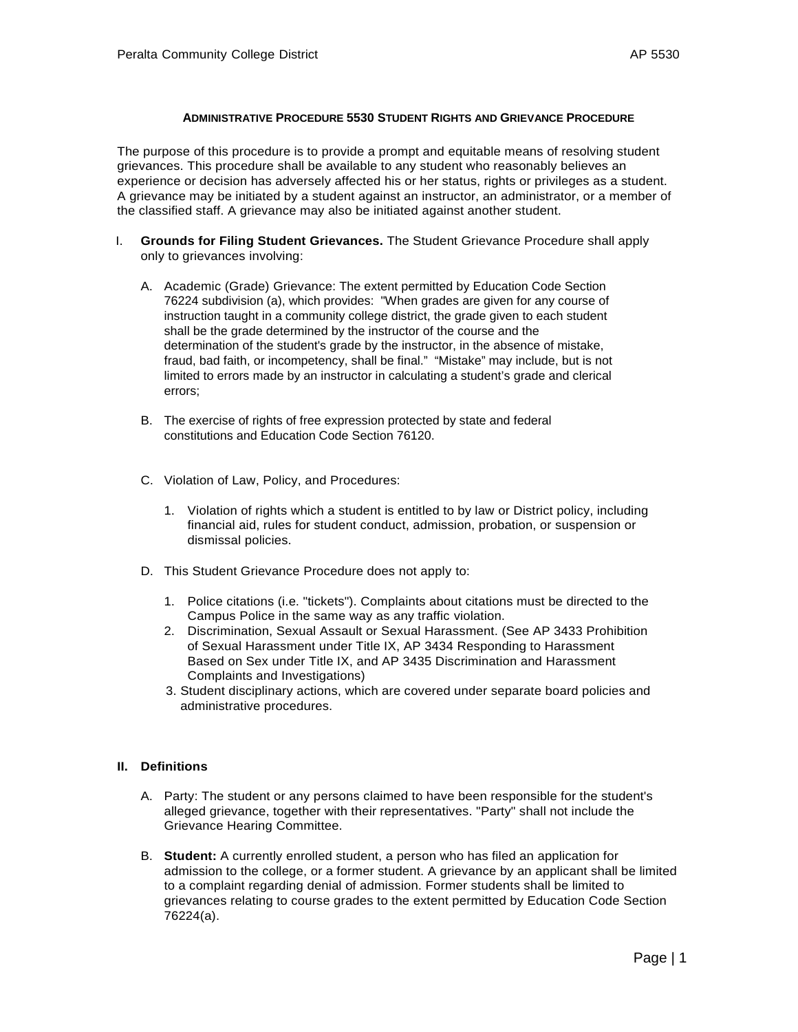## ADMINISTRATIVE PROCEDURE 5530 STUDENT RIGHTS AND GRIEVANCE PROCEDURE

The purpose of this procedure is to provide a prompt and equitable means of resolving student grievances. This procedure shall be available to any student who reasonably believes an experience or decision has adversely affected his or her status, rights or privileges as a student. A grievance may be initiated by a student against an instructor, an administrator, or a member of the classified staff. A grievance may also be initiated against another student.

I. **Grounds for Filing Student Grievances.** The Student Grievance Procedure shall apply only to grievances involving:

   A. Academic (Grade) Grievance: The extent permitted by Education Code Section 76224 subdivision (a), which provides: "When grades are given for any course of instruction taught in a community college district, the grade given to each student shall be the grade determined by the instructor of the course and the determination of the student's grade by the instructor, in the absence of mistake, fraud, bad faith, or incompetency, shall be final." "Mistake" may include, but is not limited to errors made by an instructor in calculating a student's grade and clerical errors;

   B. The exercise of rights of free expression protected by state and federal constitutions and Education Code Section 76120.

   C. Violation of Law, Policy, and Procedures:

      1. Violation of rights which a student is entitled to by law or District policy, including financial aid, rules for student conduct, admission, probation, or suspension or dismissal policies.

   D. This Student Grievance Procedure does not apply to:

      1. Police citations (i.e. "tickets"). Complaints about citations must be directed to the Campus Police in the same way as any traffic violation.
      2. Discrimination, Sexual Assault or Sexual Harassment. (See AP 3433 Prohibition of Sexual Harassment under Title IX, AP 3434 Responding to Harassment Based on Sex under Title IX, and AP 3435 Discrimination and Harassment Complaints and Investigations)
      3. Student disciplinary actions, which are covered under separate board policies and administrative procedures.

II. **Definitions**

   A. Party: The student or any persons claimed to have been responsible for the student's alleged grievance, together with their representatives. "Party" shall not include the Grievance Hearing Committee.

   B. **Student:** A currently enrolled student, a person who has filed an application for admission to the college, or a former student. A grievance by an applicant shall be limited to a complaint regarding denial of admission. Former students shall be limited to grievances relating to course grades to the extent permitted by Education Code Section 76224(a).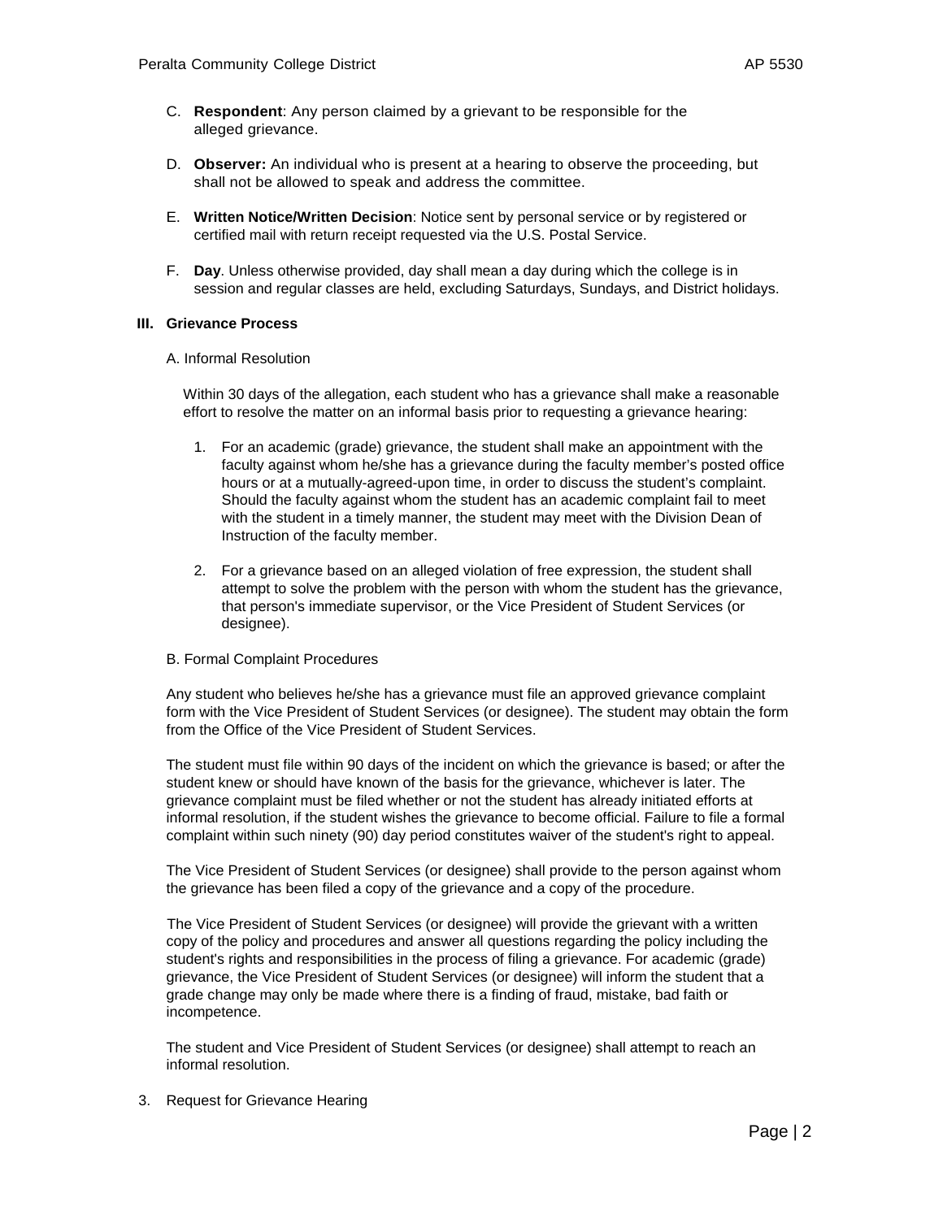C. **Respondent**: Any person claimed by a grievant to be responsible for the alleged grievance.

D. **Observer:** An individual who is present at a hearing to observe the proceeding, but shall not be allowed to speak and address the committee.

E. **Written Notice/Written Decision**: Notice sent by personal service or by registered or certified mail with return receipt requested via the U.S. Postal Service.

F. **Day**. Unless otherwise provided, day shall mean a day during which the college is in session and regular classes are held, excluding Saturdays, Sundays, and District holidays.

### III. Grievance Process

A. Informal Resolution

Within 30 days of the allegation, each student who has a grievance shall make a reasonable effort to resolve the matter on an informal basis prior to requesting a grievance hearing:

1. For an academic (grade) grievance, the student shall make an appointment with the faculty against whom he/she has a grievance during the faculty member's posted office hours or at a mutually-agreed-upon time, in order to discuss the student's complaint. Should the faculty against whom the student has an academic complaint fail to meet with the student in a timely manner, the student may meet with the Division Dean of Instruction of the faculty member.

2. For a grievance based on an alleged violation of free expression, the student shall attempt to solve the problem with the person with whom the student has the grievance, that person's immediate supervisor, or the Vice President of Student Services (or designee).

B. Formal Complaint Procedures

Any student who believes he/she has a grievance must file an approved grievance complaint form with the Vice President of Student Services (or designee). The student may obtain the form from the Office of the Vice President of Student Services.

The student must file within 90 days of the incident on which the grievance is based; or after the student knew or should have known of the basis for the grievance, whichever is later. The grievance complaint must be filed whether or not the student has already initiated efforts at informal resolution, if the student wishes the grievance to become official. Failure to file a formal complaint within such ninety (90) day period constitutes waiver of the student's right to appeal.

The Vice President of Student Services (or designee) shall provide to the person against whom the grievance has been filed a copy of the grievance and a copy of the procedure.

The Vice President of Student Services (or designee) will provide the grievant with a written copy of the policy and procedures and answer all questions regarding the policy including the student's rights and responsibilities in the process of filing a grievance. For academic (grade) grievance, the Vice President of Student Services (or designee) will inform the student that a grade change may only be made where there is a finding of fraud, mistake, bad faith or incompetence.

The student and Vice President of Student Services (or designee) shall attempt to reach an informal resolution.

3. Request for Grievance Hearing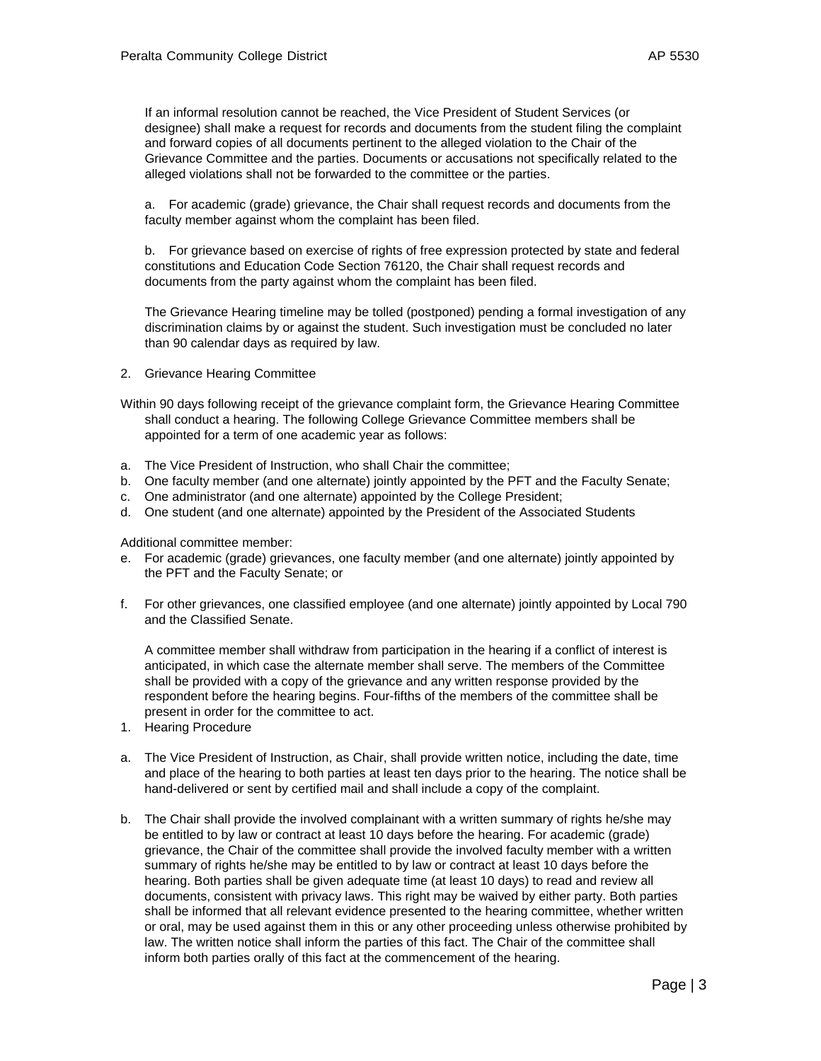If an informal resolution cannot be reached, the Vice President of Student Services (or designee) shall make a request for records and documents from the student filing the complaint and forward copies of all documents pertinent to the alleged violation to the Chair of the Grievance Committee and the parties. Documents or accusations not specifically related to the alleged violations shall not be forwarded to the committee or the parties.

a. For academic (grade) grievance, the Chair shall request records and documents from the faculty member against whom the complaint has been filed.

b. For grievance based on exercise of rights of free expression protected by state and federal constitutions and Education Code Section 76120, the Chair shall request records and documents from the party against whom the complaint has been filed.

The Grievance Hearing timeline may be tolled (postponed) pending a formal investigation of any discrimination claims by or against the student. Such investigation must be concluded no later than 90 calendar days as required by law.

2. Grievance Hearing Committee

Within 90 days following receipt of the grievance complaint form, the Grievance Hearing Committee shall conduct a hearing. The following College Grievance Committee members shall be appointed for a term of one academic year as follows:

a. The Vice President of Instruction, who shall Chair the committee;
b. One faculty member (and one alternate) jointly appointed by the PFT and the Faculty Senate;
c. One administrator (and one alternate) appointed by the College President;
d. One student (and one alternate) appointed by the President of the Associated Students

Additional committee member:

e. For academic (grade) grievances, one faculty member (and one alternate) jointly appointed by the PFT and the Faculty Senate; or

f. For other grievances, one classified employee (and one alternate) jointly appointed by Local 790 and the Classified Senate.

A committee member shall withdraw from participation in the hearing if a conflict of interest is anticipated, in which case the alternate member shall serve. The members of the Committee shall be provided with a copy of the grievance and any written response provided by the respondent before the hearing begins. Four-fifths of the members of the committee shall be present in order for the committee to act.

1. Hearing Procedure

a. The Vice President of Instruction, as Chair, shall provide written notice, including the date, time and place of the hearing to both parties at least ten days prior to the hearing. The notice shall be hand-delivered or sent by certified mail and shall include a copy of the complaint.

b. The Chair shall provide the involved complainant with a written summary of rights he/she may be entitled to by law or contract at least 10 days before the hearing. For academic (grade) grievance, the Chair of the committee shall provide the involved faculty member with a written summary of rights he/she may be entitled to by law or contract at least 10 days before the hearing. Both parties shall be given adequate time (at least 10 days) to read and review all documents, consistent with privacy laws. This right may be waived by either party. Both parties shall be informed that all relevant evidence presented to the hearing committee, whether written or oral, may be used against them in this or any other proceeding unless otherwise prohibited by law. The written notice shall inform the parties of this fact. The Chair of the committee shall inform both parties orally of this fact at the commencement of the hearing.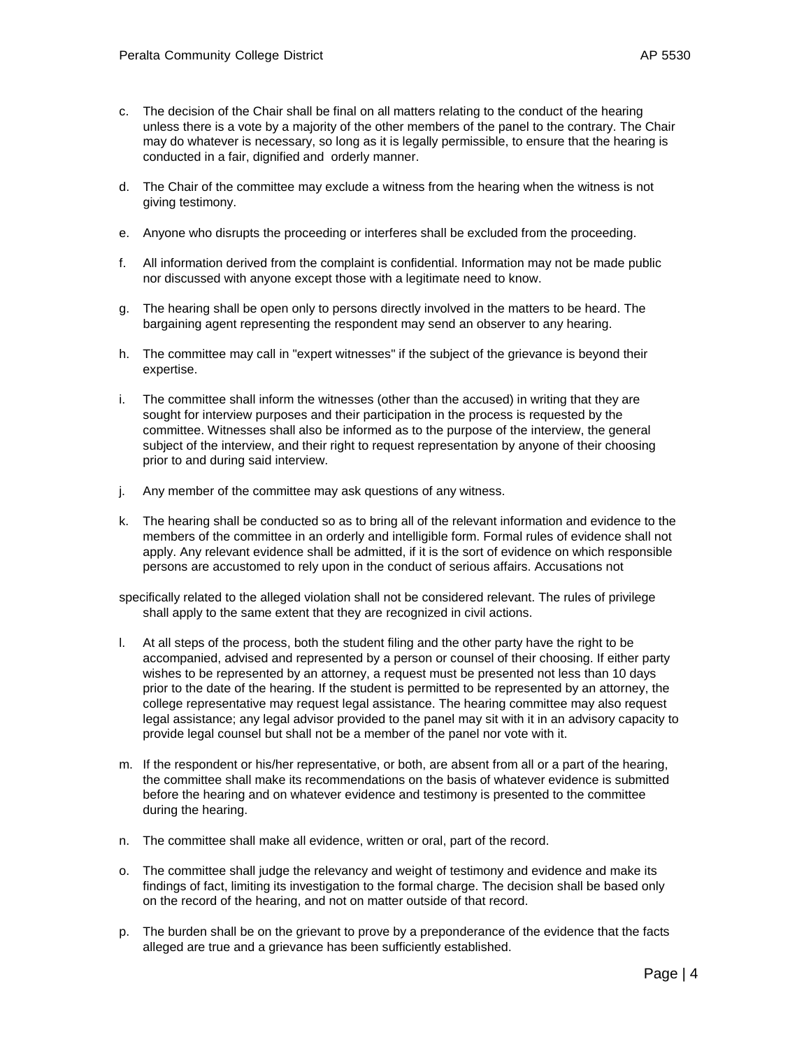c. The decision of the Chair shall be final on all matters relating to the conduct of the hearing unless there is a vote by a majority of the other members of the panel to the contrary. The Chair may do whatever is necessary, so long as it is legally permissible, to ensure that the hearing is conducted in a fair, dignified and orderly manner.

d. The Chair of the committee may exclude a witness from the hearing when the witness is not giving testimony.

e. Anyone who disrupts the proceeding or interferes shall be excluded from the proceeding.

f. All information derived from the complaint is confidential. Information may not be made public nor discussed with anyone except those with a legitimate need to know.

g. The hearing shall be open only to persons directly involved in the matters to be heard. The bargaining agent representing the respondent may send an observer to any hearing.

h. The committee may call in "expert witnesses" if the subject of the grievance is beyond their expertise.

i. The committee shall inform the witnesses (other than the accused) in writing that they are sought for interview purposes and their participation in the process is requested by the committee. Witnesses shall also be informed as to the purpose of the interview, the general subject of the interview, and their right to request representation by anyone of their choosing prior to and during said interview.

j. Any member of the committee may ask questions of any witness.

k. The hearing shall be conducted so as to bring all of the relevant information and evidence to the members of the committee in an orderly and intelligible form. Formal rules of evidence shall not apply. Any relevant evidence shall be admitted, if it is the sort of evidence on which responsible persons are accustomed to rely upon in the conduct of serious affairs. Accusations not specifically related to the alleged violation shall not be considered relevant. The rules of privilege shall apply to the same extent that they are recognized in civil actions.

l. At all steps of the process, both the student filing and the other party have the right to be accompanied, advised and represented by a person or counsel of their choosing. If either party wishes to be represented by an attorney, a request must be presented not less than 10 days prior to the date of the hearing. If the student is permitted to be represented by an attorney, the college representative may request legal assistance. The hearing committee may also request legal assistance; any legal advisor provided to the panel may sit with it in an advisory capacity to provide legal counsel but shall not be a member of the panel nor vote with it.

m. If the respondent or his/her representative, or both, are absent from all or a part of the hearing, the committee shall make its recommendations on the basis of whatever evidence is submitted before the hearing and on whatever evidence and testimony is presented to the committee during the hearing.

n. The committee shall make all evidence, written or oral, part of the record.

o. The committee shall judge the relevancy and weight of testimony and evidence and make its findings of fact, limiting its investigation to the formal charge. The decision shall be based only on the record of the hearing, and not on matter outside of that record.

p. The burden shall be on the grievant to prove by a preponderance of the evidence that the facts alleged are true and a grievance has been sufficiently established.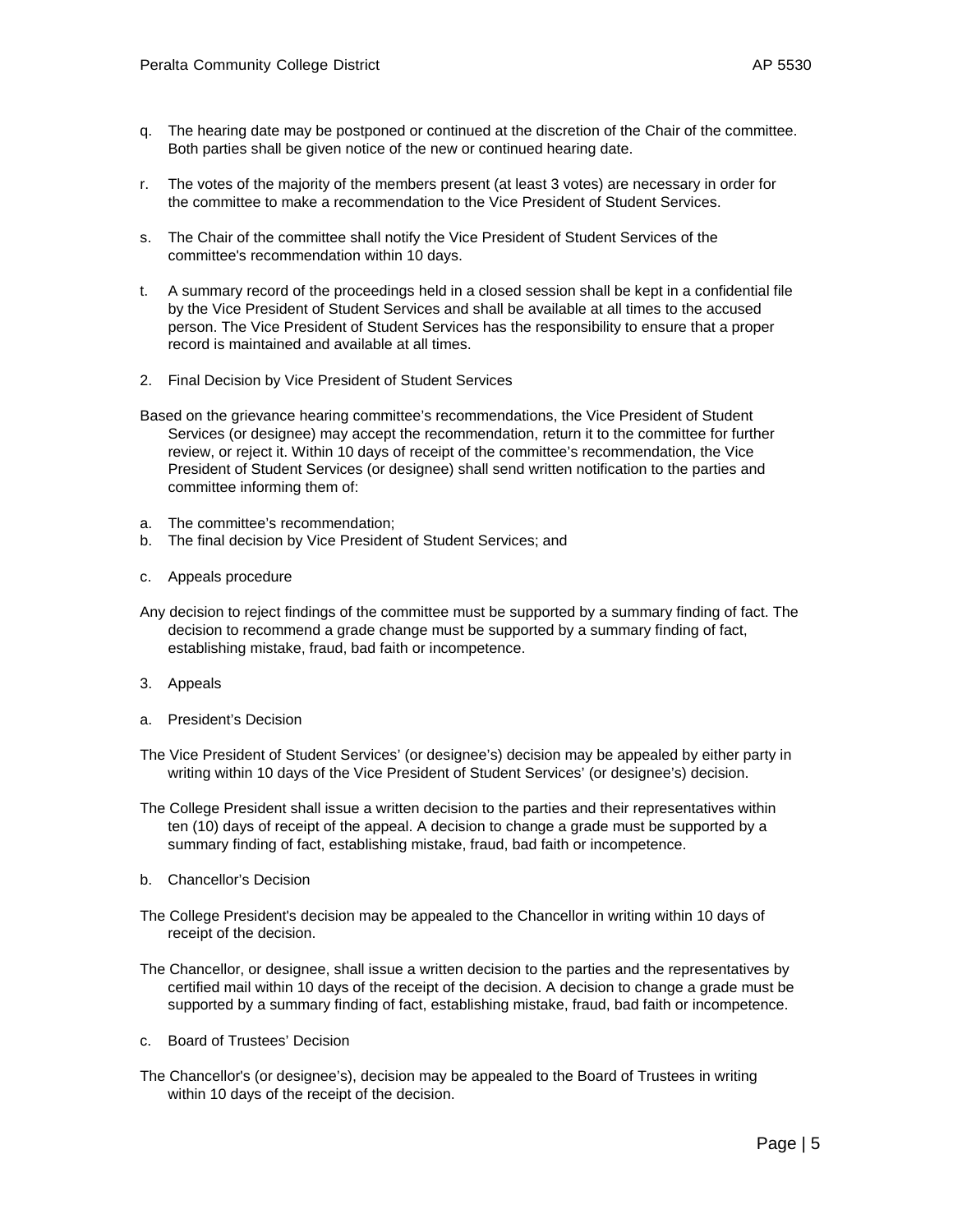q. The hearing date may be postponed or continued at the discretion of the Chair of the committee. Both parties shall be given notice of the new or continued hearing date.

r. The votes of the majority of the members present (at least 3 votes) are necessary in order for the committee to make a recommendation to the Vice President of Student Services.

s. The Chair of the committee shall notify the Vice President of Student Services of the committee's recommendation within 10 days.

t. A summary record of the proceedings held in a closed session shall be kept in a confidential file by the Vice President of Student Services and shall be available at all times to the accused person. The Vice President of Student Services has the responsibility to ensure that a proper record is maintained and available at all times.

2. Final Decision by Vice President of Student Services

Based on the grievance hearing committee's recommendations, the Vice President of Student Services (or designee) may accept the recommendation, return it to the committee for further review, or reject it. Within 10 days of receipt of the committee's recommendation, the Vice President of Student Services (or designee) shall send written notification to the parties and committee informing them of:

a. The committee's recommendation;
b. The final decision by Vice President of Student Services; and
c. Appeals procedure

Any decision to reject findings of the committee must be supported by a summary finding of fact. The decision to recommend a grade change must be supported by a summary finding of fact, establishing mistake, fraud, bad faith or incompetence.

3. Appeals

a. President's Decision

The Vice President of Student Services' (or designee's) decision may be appealed by either party in writing within 10 days of the Vice President of Student Services' (or designee's) decision.

The College President shall issue a written decision to the parties and their representatives within ten (10) days of receipt of the appeal. A decision to change a grade must be supported by a summary finding of fact, establishing mistake, fraud, bad faith or incompetence.

b. Chancellor's Decision

The College President's decision may be appealed to the Chancellor in writing within 10 days of receipt of the decision.

The Chancellor, or designee, shall issue a written decision to the parties and the representatives by certified mail within 10 days of the receipt of the decision. A decision to change a grade must be supported by a summary finding of fact, establishing mistake, fraud, bad faith or incompetence.

c. Board of Trustees' Decision

The Chancellor's (or designee's), decision may be appealed to the Board of Trustees in writing within 10 days of the receipt of the decision.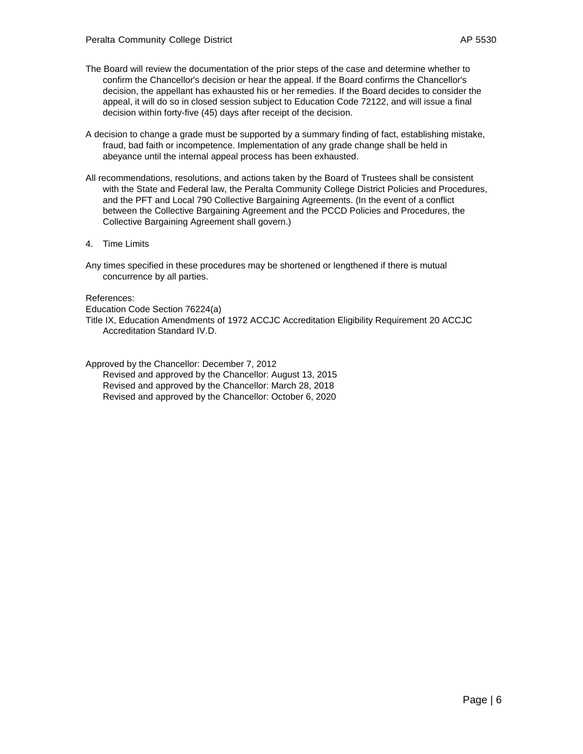The Board will review the documentation of the prior steps of the case and determine whether to confirm the Chancellor's decision or hear the appeal. If the Board confirms the Chancellor's decision, the appellant has exhausted his or her remedies. If the Board decides to consider the appeal, it will do so in closed session subject to Education Code 72122, and will issue a final decision within forty-five (45) days after receipt of the decision.

A decision to change a grade must be supported by a summary finding of fact, establishing mistake, fraud, bad faith or incompetence. Implementation of any grade change shall be held in abeyance until the internal appeal process has been exhausted.

All recommendations, resolutions, and actions taken by the Board of Trustees shall be consistent with the State and Federal law, the Peralta Community College District Policies and Procedures, and the PFT and Local 790 Collective Bargaining Agreements. (In the event of a conflict between the Collective Bargaining Agreement and the PCCD Policies and Procedures, the Collective Bargaining Agreement shall govern.)

4. Time Limits

Any times specified in these procedures may be shortened or lengthened if there is mutual concurrence by all parties.

References:
Education Code Section 76224(a)
Title IX, Education Amendments of 1972 ACCJC Accreditation Eligibility Requirement 20 ACCJC Accreditation Standard IV.D.

Approved by the Chancellor: December 7, 2012
Revised and approved by the Chancellor: August 13, 2015
Revised and approved by the Chancellor: March 28, 2018
Revised and approved by the Chancellor: October 6, 2020